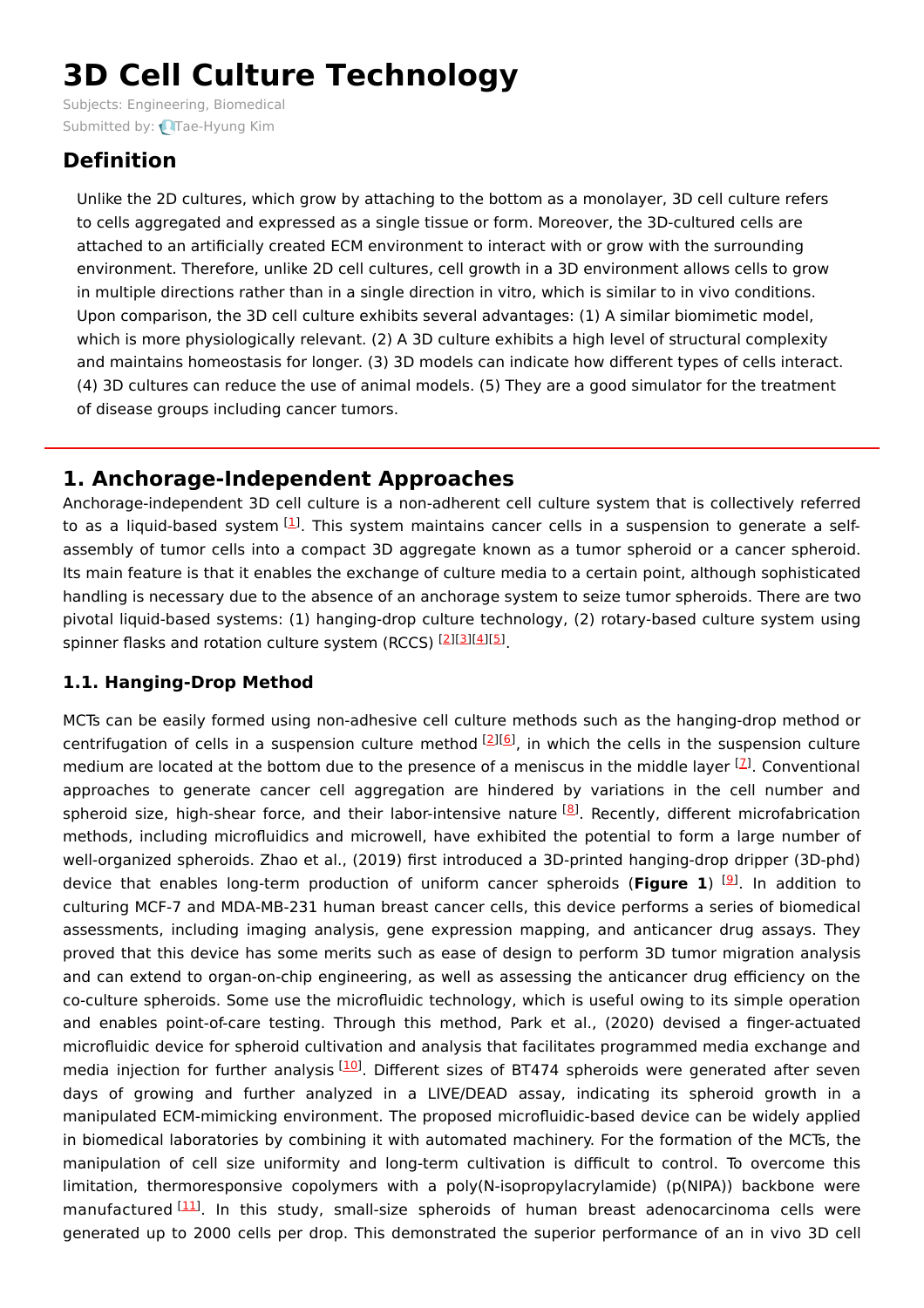# 3D Cell Culture Technology

Subjects: Engineering, Biomedical

Submitted by: Tae-Hyung Kim

## Definition

Unlike the 2D cultures, which grow by attaching to the bottom as a monolayer, 3D cell culture refers to cells aggregated and expressed as a single tissue or form. Moreover, the 3D-cultured cells are attached to an artificially created ECM environment to interact with or grow with the surrounding environment. Therefore, unlike 2D cell cultures, cell growth in a 3D environment allows cells to grow in multiple directions rather than in a single direction in vitro, which is similar to in vivo conditions. Upon comparison, the 3D cell culture exhibits several advantages: (1) A similar biomimetic model, which is more physiologically relevant. (2) A 3D culture exhibits a high level of structural complexity and maintains homeostasis for longer. (3) 3D models can indicate how different types of cells interact. (4) 3D cultures can reduce the use of animal models. (5) They are a good simulator for the treatment of disease groups including cancer tumors.

## 1. Anchorage-Independent Approaches

Anchorage-independent 3D cell culture is a non-adherent cell culture system that is collectively referred to as a liquid-based system [1]. This system maintains cancer cells in a suspension to generate a self-assembly of tumor cells into a compact 3D aggregate known as a tumor spheroid or a cancer spheroid. Its main feature is that it enables the exchange of culture media to a certain point, although sophisticated handling is necessary due to the absence of an anchorage system to seize tumor spheroids. There are two pivotal liquid-based systems: (1) hanging-drop culture technology, (2) rotary-based culture system using spinner flasks and rotation culture system (RCCS) [2][3][4][5].

### 1.1. Hanging-Drop Method

MCTs can be easily formed using non-adhesive cell culture methods such as the hanging-drop method or centrifugation of cells in a suspension culture method [2][6], in which the cells in the suspension culture medium are located at the bottom due to the presence of a meniscus in the middle layer [7]. Conventional approaches to generate cancer cell aggregation are hindered by variations in the cell number and spheroid size, high-shear force, and their labor-intensive nature [8]. Recently, different microfabrication methods, including microfluidics and microwell, have exhibited the potential to form a large number of well-organized spheroids. Zhao et al., (2019) first introduced a 3D-printed hanging-drop dripper (3D-phd) device that enables long-term production of uniform cancer spheroids (**Figure 1**) [9]. In addition to culturing MCF-7 and MDA-MB-231 human breast cancer cells, this device performs a series of biomedical assessments, including imaging analysis, gene expression mapping, and anticancer drug assays. They proved that this device has some merits such as ease of design to perform 3D tumor migration analysis and can extend to organ-on-chip engineering, as well as assessing the anticancer drug efficiency on the co-culture spheroids. Some use the microfluidic technology, which is useful owing to its simple operation and enables point-of-care testing. Through this method, Park et al., (2020) devised a finger-actuated microfluidic device for spheroid cultivation and analysis that facilitates programmed media exchange and media injection for further analysis [10]. Different sizes of BT474 spheroids were generated after seven days of growing and further analyzed in a LIVE/DEAD assay, indicating its spheroid growth in a manipulated ECM-mimicking environment. The proposed microfluidic-based device can be widely applied in biomedical laboratories by combining it with automated machinery. For the formation of the MCTs, the manipulation of cell size uniformity and long-term cultivation is difficult to control. To overcome this limitation, thermoresponsive copolymers with a poly(N-isopropylacrylamide) (p(NIPA)) backbone were manufactured [11]. In this study, small-size spheroids of human breast adenocarcinoma cells were generated up to 2000 cells per drop. This demonstrated the superior performance of an in vivo 3D cell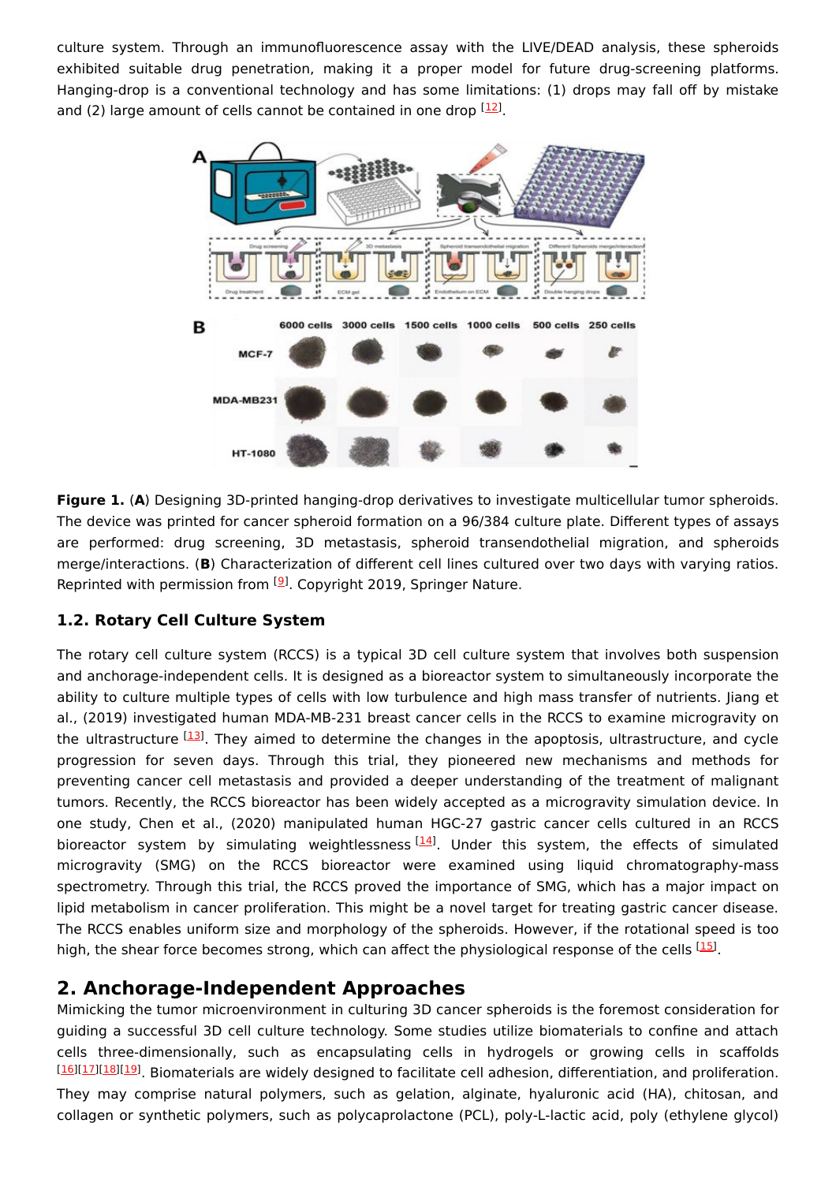culture system. Through an immunofluorescence assay with the LIVE/DEAD analysis, these spheroids exhibited suitable drug penetration, making it a proper model for future drug-screening platforms. Hanging-drop is a conventional technology and has some limitations: (1) drops may fall off by mistake and (2) large amount of cells cannot be contained in one drop [12].

**Figure 1.** (**A**) Designing 3D-printed hanging-drop derivatives to investigate multicellular tumor spheroids. The device was printed for cancer spheroid formation on a 96/384 culture plate. Different types of assays are performed: drug screening, 3D metastasis, spheroid transendothelial migration, and spheroids merge/interactions. (**B**) Characterization of different cell lines cultured over two days with varying ratios. Reprinted with permission from [9]. Copyright 2019, Springer Nature.

### 1.2. Rotary Cell Culture System

The rotary cell culture system (RCCS) is a typical 3D cell culture system that involves both suspension and anchorage-independent cells. It is designed as a bioreactor system to simultaneously incorporate the ability to culture multiple types of cells with low turbulence and high mass transfer of nutrients. Jiang et al., (2019) investigated human MDA-MB-231 breast cancer cells in the RCCS to examine microgravity on the ultrastructure [13]. They aimed to determine the changes in the apoptosis, ultrastructure, and cycle progression for seven days. Through this trial, they pioneered new mechanisms and methods for preventing cancer cell metastasis and provided a deeper understanding of the treatment of malignant tumors. Recently, the RCCS bioreactor has been widely accepted as a microgravity simulation device. In one study, Chen et al., (2020) manipulated human HGC-27 gastric cancer cells cultured in an RCCS bioreactor system by simulating weightlessness [14]. Under this system, the effects of simulated microgravity (SMG) on the RCCS bioreactor were examined using liquid chromatography-mass spectrometry. Through this trial, the RCCS proved the importance of SMG, which has a major impact on lipid metabolism in cancer proliferation. This might be a novel target for treating gastric cancer disease. The RCCS enables uniform size and morphology of the spheroids. However, if the rotational speed is too high, the shear force becomes strong, which can affect the physiological response of the cells [15].

## 2. Anchorage-Independent Approaches

Mimicking the tumor microenvironment in culturing 3D cancer spheroids is the foremost consideration for guiding a successful 3D cell culture technology. Some studies utilize biomaterials to confine and attach cells three-dimensionally, such as encapsulating cells in hydrogels or growing cells in scaffolds [16][17][18][19]. Biomaterials are widely designed to facilitate cell adhesion, differentiation, and proliferation. They may comprise natural polymers, such as gelation, alginate, hyaluronic acid (HA), chitosan, and collagen or synthetic polymers, such as polycaprolactone (PCL), poly-L-lactic acid, poly (ethylene glycol)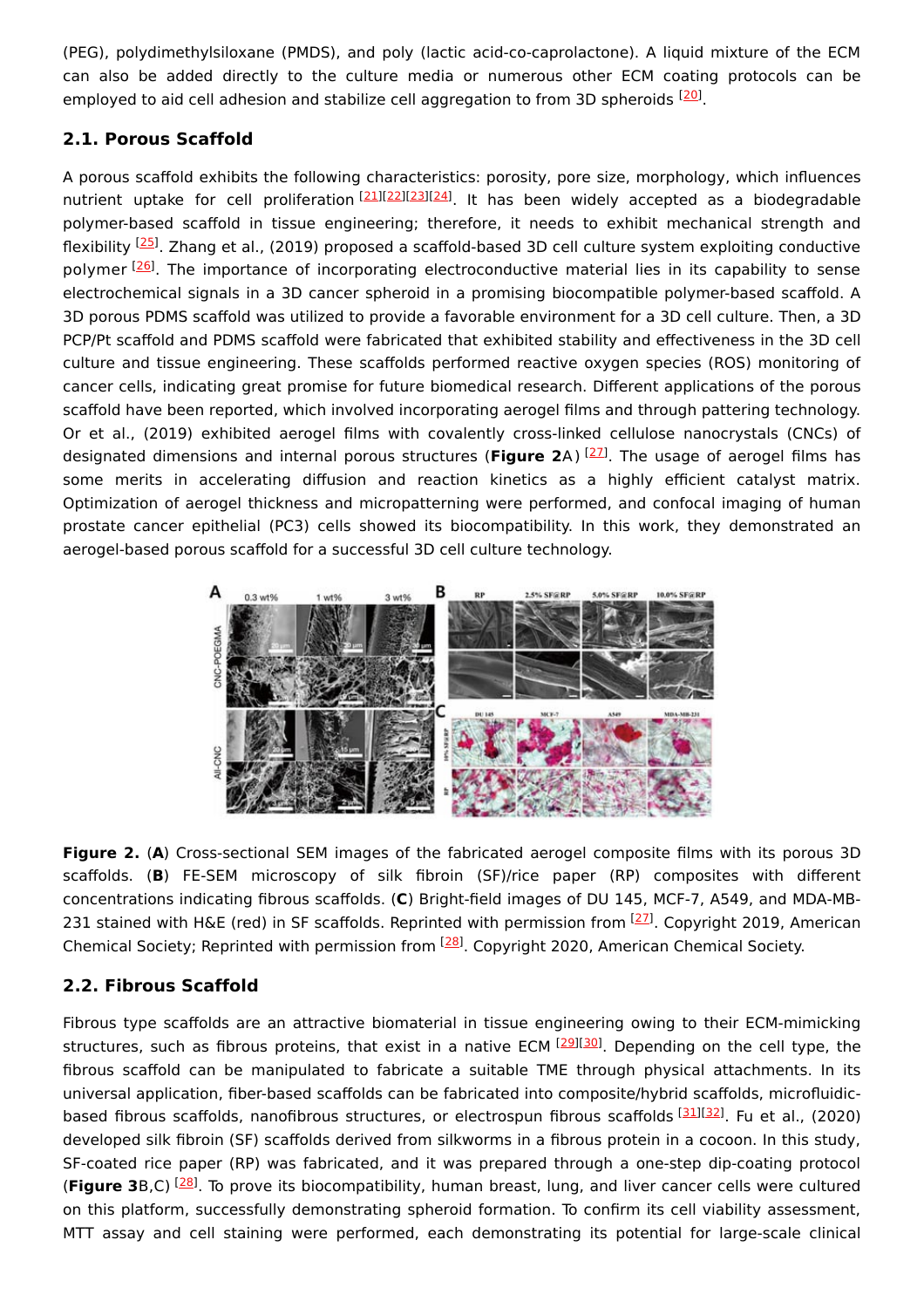(PEG), polydimethylsiloxane (PMDS), and poly (lactic acid-co-caprolactone). A liquid mixture of the ECM can also be added directly to the culture media or numerous other ECM coating protocols can be employed to aid cell adhesion and stabilize cell aggregation to from 3D spheroids [20].

## 2.1. Porous Scaffold

A porous scaffold exhibits the following characteristics: porosity, pore size, morphology, which influences nutrient uptake for cell proliferation [21][22][23][24]. It has been widely accepted as a biodegradable polymer-based scaffold in tissue engineering; therefore, it needs to exhibit mechanical strength and flexibility [25]. Zhang et al., (2019) proposed a scaffold-based 3D cell culture system exploiting conductive polymer [26]. The importance of incorporating electroconductive material lies in its capability to sense electrochemical signals in a 3D cancer spheroid in a promising biocompatible polymer-based scaffold. A 3D porous PDMS scaffold was utilized to provide a favorable environment for a 3D cell culture. Then, a 3D PCP/Pt scaffold and PDMS scaffold were fabricated that exhibited stability and effectiveness in the 3D cell culture and tissue engineering. These scaffolds performed reactive oxygen species (ROS) monitoring of cancer cells, indicating great promise for future biomedical research. Different applications of the porous scaffold have been reported, which involved incorporating aerogel films and through patterning technology. Or et al., (2019) exhibited aerogel films with covalently cross-linked cellulose nanocrystals (CNCs) of designated dimensions and internal porous structures (**Figure 2**A) [27]. The usage of aerogel films has some merits in accelerating diffusion and reaction kinetics as a highly efficient catalyst matrix. Optimization of aerogel thickness and micropatterning were performed, and confocal imaging of human prostate cancer epithelial (PC3) cells showed its biocompatibility. In this work, they demonstrated an aerogel-based porous scaffold for a successful 3D cell culture technology.

**Figure 2.** (**A**) Cross-sectional SEM images of the fabricated aerogel composite films with its porous 3D scaffolds. (**B**) FE-SEM microscopy of silk fibroin (SF)/rice paper (RP) composites with different concentrations indicating fibrous scaffolds. (**C**) Bright-field images of DU 145, MCF-7, A549, and MDA-MB-231 stained with H&E (red) in SF scaffolds. Reprinted with permission from [27]. Copyright 2019, American Chemical Society; Reprinted with permission from [28]. Copyright 2020, American Chemical Society.

## 2.2. Fibrous Scaffold

Fibrous type scaffolds are an attractive biomaterial in tissue engineering owing to their ECM-mimicking structures, such as fibrous proteins, that exist in a native ECM [29][30]. Depending on the cell type, the fibrous scaffold can be manipulated to fabricate a suitable TME through physical attachments. In its universal application, fiber-based scaffolds can be fabricated into composite/hybrid scaffolds, microfluidic-based fibrous scaffolds, nanofibrous structures, or electrospun fibrous scaffolds [31][32]. Fu et al., (2020) developed silk fibroin (SF) scaffolds derived from silkworms in a fibrous protein in a cocoon. In this study, SF-coated rice paper (RP) was fabricated, and it was prepared through a one-step dip-coating protocol (**Figure 3**B,C) [28]. To prove its biocompatibility, human breast, lung, and liver cancer cells were cultured on this platform, successfully demonstrating spheroid formation. To confirm its cell viability assessment, MTT assay and cell staining were performed, each demonstrating its potential for large-scale clinical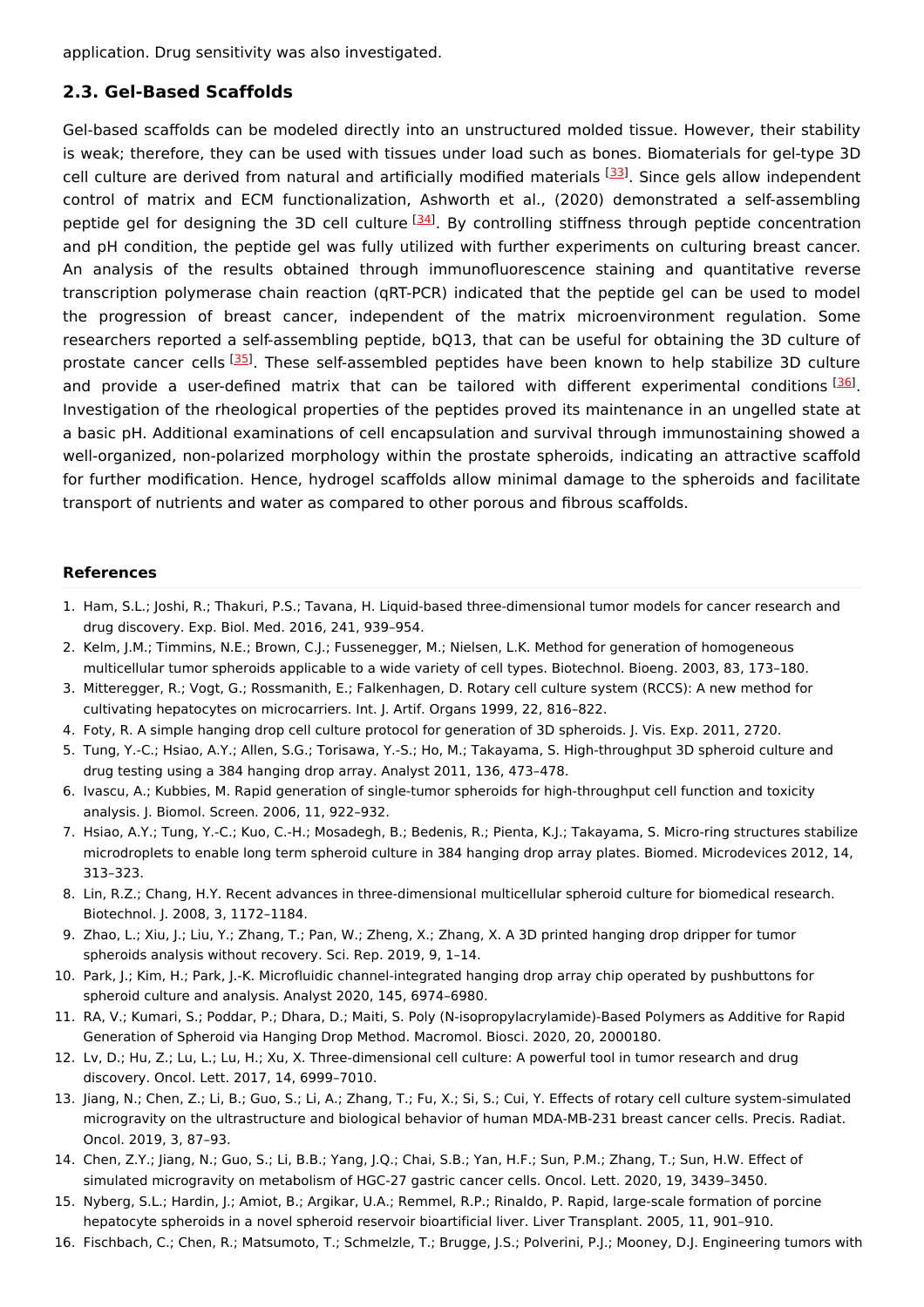application. Drug sensitivity was also investigated.

## 2.3. Gel-Based Scaffolds

Gel-based scaffolds can be modeled directly into an unstructured molded tissue. However, their stability is weak; therefore, they can be used with tissues under load such as bones. Biomaterials for gel-type 3D cell culture are derived from natural and artificially modified materials [33]. Since gels allow independent control of matrix and ECM functionalization, Ashworth et al., (2020) demonstrated a self-assembling peptide gel for designing the 3D cell culture [34]. By controlling stiffness through peptide concentration and pH condition, the peptide gel was fully utilized with further experiments on culturing breast cancer. An analysis of the results obtained through immunofluorescence staining and quantitative reverse transcription polymerase chain reaction (qRT-PCR) indicated that the peptide gel can be used to model the progression of breast cancer, independent of the matrix microenvironment regulation. Some researchers reported a self-assembling peptide, bQ13, that can be useful for obtaining the 3D culture of prostate cancer cells [35]. These self-assembled peptides have been known to help stabilize 3D culture and provide a user-defined matrix that can be tailored with different experimental conditions [36]. Investigation of the rheological properties of the peptides proved its maintenance in an ungelled state at a basic pH. Additional examinations of cell encapsulation and survival through immunostaining showed a well-organized, non-polarized morphology within the prostate spheroids, indicating an attractive scaffold for further modification. Hence, hydrogel scaffolds allow minimal damage to the spheroids and facilitate transport of nutrients and water as compared to other porous and fibrous scaffolds.

### References

1. Ham, S.L.; Joshi, R.; Thakuri, P.S.; Tavana, H. Liquid-based three-dimensional tumor models for cancer research and drug discovery. Exp. Biol. Med. 2016, 241, 939–954.
2. Kelm, J.M.; Timmins, N.E.; Brown, C.J.; Fussenegger, M.; Nielsen, L.K. Method for generation of homogeneous multicellular tumor spheroids applicable to a wide variety of cell types. Biotechnol. Bioeng. 2003, 83, 173–180.
3. Mitteregger, R.; Vogt, G.; Rossmanith, E.; Falkenhagen, D. Rotary cell culture system (RCCS): A new method for cultivating hepatocytes on microcarriers. Int. J. Artif. Organs 1999, 22, 816–822.
4. Foty, R. A simple hanging drop cell culture protocol for generation of 3D spheroids. J. Vis. Exp. 2011, 2720.
5. Tung, Y.-C.; Hsiao, A.Y.; Allen, S.G.; Torisawa, Y.-S.; Ho, M.; Takayama, S. High-throughput 3D spheroid culture and drug testing using a 384 hanging drop array. Analyst 2011, 136, 473–478.
6. Ivascu, A.; Kubbies, M. Rapid generation of single-tumor spheroids for high-throughput cell function and toxicity analysis. J. Biomol. Screen. 2006, 11, 922–932.
7. Hsiao, A.Y.; Tung, Y.-C.; Kuo, C.-H.; Mosadegh, B.; Bedenis, R.; Pienta, K.J.; Takayama, S. Micro-ring structures stabilize microdroplets to enable long term spheroid culture in 384 hanging drop array plates. Biomed. Microdevices 2012, 14, 313–323.
8. Lin, R.Z.; Chang, H.Y. Recent advances in three-dimensional multicellular spheroid culture for biomedical research. Biotechnol. J. 2008, 3, 1172–1184.
9. Zhao, L.; Xiu, J.; Liu, Y.; Zhang, T.; Pan, W.; Zheng, X.; Zhang, X. A 3D printed hanging drop dripper for tumor spheroids analysis without recovery. Sci. Rep. 2019, 9, 1–14.
10. Park, J.; Kim, H.; Park, J.-K. Microfluidic channel-integrated hanging drop array chip operated by pushbuttons for spheroid culture and analysis. Analyst 2020, 145, 6974–6980.
11. RA, V.; Kumari, S.; Poddar, P.; Dhara, D.; Maiti, S. Poly (N-isopropylacrylamide)-Based Polymers as Additive for Rapid Generation of Spheroid via Hanging Drop Method. Macromol. Biosci. 2020, 20, 2000180.
12. Lv, D.; Hu, Z.; Lu, L.; Lu, H.; Xu, X. Three-dimensional cell culture: A powerful tool in tumor research and drug discovery. Oncol. Lett. 2017, 14, 6999–7010.
13. Jiang, N.; Chen, Z.; Li, B.; Guo, S.; Li, A.; Zhang, T.; Fu, X.; Si, S.; Cui, Y. Effects of rotary cell culture system-simulated microgravity on the ultrastructure and biological behavior of human MDA-MB-231 breast cancer cells. Precis. Radiat. Oncol. 2019, 3, 87–93.
14. Chen, Z.Y.; Jiang, N.; Guo, S.; Li, B.B.; Yang, J.Q.; Chai, S.B.; Yan, H.F.; Sun, P.M.; Zhang, T.; Sun, H.W. Effect of simulated microgravity on metabolism of HGC-27 gastric cancer cells. Oncol. Lett. 2020, 19, 3439–3450.
15. Nyberg, S.L.; Hardin, J.; Amiot, B.; Argikar, U.A.; Remmel, R.P.; Rinaldo, P. Rapid, large-scale formation of porcine hepatocyte spheroids in a novel spheroid reservoir bioartificial liver. Liver Transplant. 2005, 11, 901–910.
16. Fischbach, C.; Chen, R.; Matsumoto, T.; Schmelzle, T.; Brugge, J.S.; Polverini, P.J.; Mooney, D.J. Engineering tumors with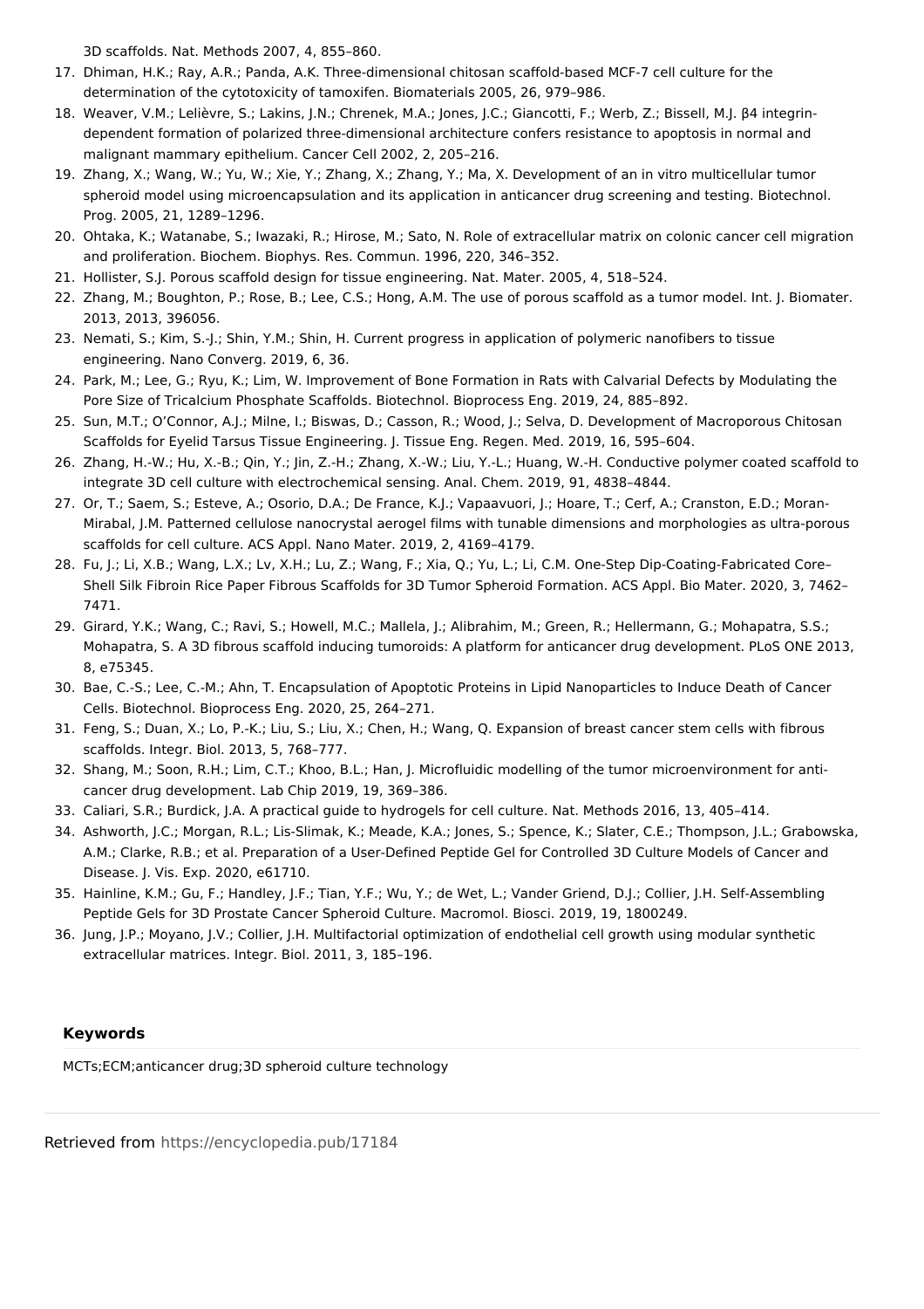3D scaffolds. Nat. Methods 2007, 4, 855–860.

17. Dhiman, H.K.; Ray, A.R.; Panda, A.K. Three-dimensional chitosan scaffold-based MCF-7 cell culture for the determination of the cytotoxicity of tamoxifen. Biomaterials 2005, 26, 979–986.
18. Weaver, V.M.; Lelièvre, S.; Lakins, J.N.; Chrenek, M.A.; Jones, J.C.; Giancotti, F.; Werb, Z.; Bissell, M.J. β4 integrin-dependent formation of polarized three-dimensional architecture confers resistance to apoptosis in normal and malignant mammary epithelium. Cancer Cell 2002, 2, 205–216.
19. Zhang, X.; Wang, W.; Yu, W.; Xie, Y.; Zhang, X.; Zhang, Y.; Ma, X. Development of an in vitro multicellular tumor spheroid model using microencapsulation and its application in anticancer drug screening and testing. Biotechnol. Prog. 2005, 21, 1289–1296.
20. Ohtaka, K.; Watanabe, S.; Iwazaki, R.; Hirose, M.; Sato, N. Role of extracellular matrix on colonic cancer cell migration and proliferation. Biochem. Biophys. Res. Commun. 1996, 220, 346–352.
21. Hollister, S.J. Porous scaffold design for tissue engineering. Nat. Mater. 2005, 4, 518–524.
22. Zhang, M.; Boughton, P.; Rose, B.; Lee, C.S.; Hong, A.M. The use of porous scaffold as a tumor model. Int. J. Biomater. 2013, 2013, 396056.
23. Nemati, S.; Kim, S.-J.; Shin, Y.M.; Shin, H. Current progress in application of polymeric nanofibers to tissue engineering. Nano Converg. 2019, 6, 36.
24. Park, M.; Lee, G.; Ryu, K.; Lim, W. Improvement of Bone Formation in Rats with Calvarial Defects by Modulating the Pore Size of Tricalcium Phosphate Scaffolds. Biotechnol. Bioprocess Eng. 2019, 24, 885–892.
25. Sun, M.T.; O'Connor, A.J.; Milne, I.; Biswas, D.; Casson, R.; Wood, J.; Selva, D. Development of Macroporous Chitosan Scaffolds for Eyelid Tarsus Tissue Engineering. J. Tissue Eng. Regen. Med. 2019, 16, 595–604.
26. Zhang, H.-W.; Hu, X.-B.; Qin, Y.; Jin, Z.-H.; Zhang, X.-W.; Liu, Y.-L.; Huang, W.-H. Conductive polymer coated scaffold to integrate 3D cell culture with electrochemical sensing. Anal. Chem. 2019, 91, 4838–4844.
27. Or, T.; Saem, S.; Esteve, A.; Osorio, D.A.; De France, K.J.; Vapaavuori, J.; Hoare, T.; Cerf, A.; Cranston, E.D.; Moran-Mirabal, J.M. Patterned cellulose nanocrystal aerogel films with tunable dimensions and morphologies as ultra-porous scaffolds for cell culture. ACS Appl. Nano Mater. 2019, 2, 4169–4179.
28. Fu, J.; Li, X.B.; Wang, L.X.; Lv, X.H.; Lu, Z.; Wang, F.; Xia, Q.; Yu, L.; Li, C.M. One-Step Dip-Coating-Fabricated Core–Shell Silk Fibroin Rice Paper Fibrous Scaffolds for 3D Tumor Spheroid Formation. ACS Appl. Bio Mater. 2020, 3, 7462–7471.
29. Girard, Y.K.; Wang, C.; Ravi, S.; Howell, M.C.; Mallela, J.; Alibrahim, M.; Green, R.; Hellermann, G.; Mohapatra, S.S.; Mohapatra, S. A 3D fibrous scaffold inducing tumoroids: A platform for anticancer drug development. PLoS ONE 2013, 8, e75345.
30. Bae, C.-S.; Lee, C.-M.; Ahn, T. Encapsulation of Apoptotic Proteins in Lipid Nanoparticles to Induce Death of Cancer Cells. Biotechnol. Bioprocess Eng. 2020, 25, 264–271.
31. Feng, S.; Duan, X.; Lo, P.-K.; Liu, S.; Liu, X.; Chen, H.; Wang, Q. Expansion of breast cancer stem cells with fibrous scaffolds. Integr. Biol. 2013, 5, 768–777.
32. Shang, M.; Soon, R.H.; Lim, C.T.; Khoo, B.L.; Han, J. Microfluidic modelling of the tumor microenvironment for anti-cancer drug development. Lab Chip 2019, 19, 369–386.
33. Caliari, S.R.; Burdick, J.A. A practical guide to hydrogels for cell culture. Nat. Methods 2016, 13, 405–414.
34. Ashworth, J.C.; Morgan, R.L.; Lis-Slimak, K.; Meade, K.A.; Jones, S.; Spence, K.; Slater, C.E.; Thompson, J.L.; Grabowska, A.M.; Clarke, R.B.; et al. Preparation of a User-Defined Peptide Gel for Controlled 3D Culture Models of Cancer and Disease. J. Vis. Exp. 2020, e61710.
35. Hainline, K.M.; Gu, F.; Handley, J.F.; Tian, Y.F.; Wu, Y.; de Wet, L.; Vander Griend, D.J.; Collier, J.H. Self-Assembling Peptide Gels for 3D Prostate Cancer Spheroid Culture. Macromol. Biosci. 2019, 19, 1800249.
36. Jung, J.P.; Moyano, J.V.; Collier, J.H. Multifactorial optimization of endothelial cell growth using modular synthetic extracellular matrices. Integr. Biol. 2011, 3, 185–196.

### Keywords

MCTs;ECM;anticancer drug;3D spheroid culture technology

Retrieved from https://encyclopedia.pub/17184